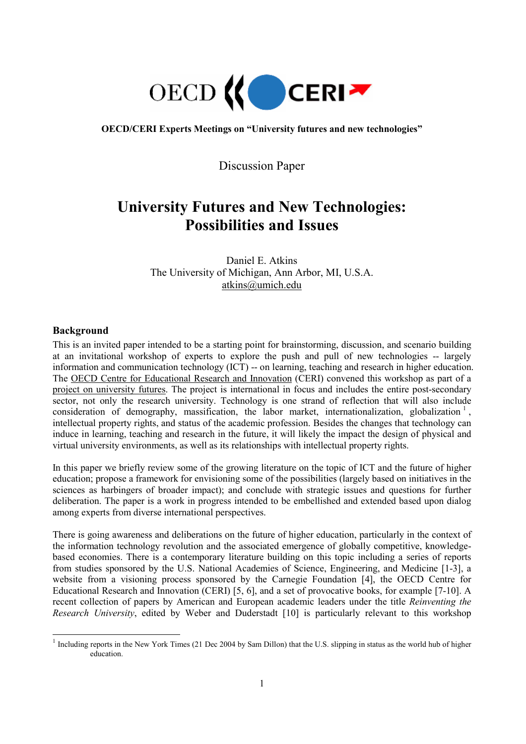OECD/CERI Experts Meetings on "University futures and new technologies"

Discussion Paper

# University Futures and New Technologies: Possibilities and Issues

Daniel E. Atkins
The University of Michigan, Ann Arbor, MI, U.S.A.
atkins@umich.edu

## Background

This is an invited paper intended to be a starting point for brainstorming, discussion, and scenario building at an invitational workshop of experts to explore the push and pull of new technologies -- largely information and communication technology (ICT) -- on learning, teaching and research in higher education. The OECD Centre for Educational Research and Innovation (CERI) convened this workshop as part of a project on university futures. The project is international in focus and includes the entire post-secondary sector, not only the research university. Technology is one strand of reflection that will also include consideration of demography, massification, the labor market, internationalization, globalization [1], intellectual property rights, and status of the academic profession. Besides the changes that technology can induce in learning, teaching and research in the future, it will likely the impact the design of physical and virtual university environments, as well as its relationships with intellectual property rights.

In this paper we briefly review some of the growing literature on the topic of ICT and the future of higher education; propose a framework for envisioning some of the possibilities (largely based on initiatives in the sciences as harbingers of broader impact); and conclude with strategic issues and questions for further deliberation. The paper is a work in progress intended to be embellished and extended based upon dialog among experts from diverse international perspectives.

There is going awareness and deliberations on the future of higher education, particularly in the context of the information technology revolution and the associated emergence of globally competitive, knowledge-based economies. There is a contemporary literature building on this topic including a series of reports from studies sponsored by the U.S. National Academies of Science, Engineering, and Medicine [1-3], a website from a visioning process sponsored by the Carnegie Foundation [4], the OECD Centre for Educational Research and Innovation (CERI) [5, 6], and a set of provocative books, for example [7-10]. A recent collection of papers by American and European academic leaders under the title *Reinventing the Research University*, edited by Weber and Duderstadt [10] is particularly relevant to this workshop

[1] Including reports in the New York Times (21 Dec 2004 by Sam Dillon) that the U.S. slipping in status as the world hub of higher education.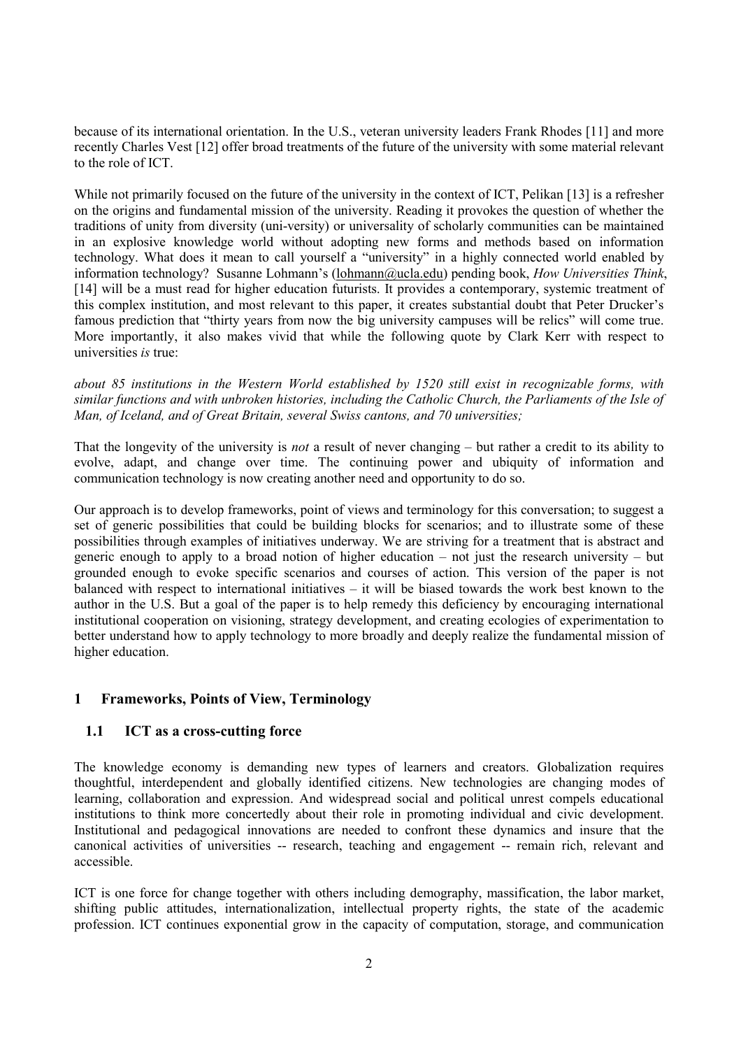because of its international orientation. In the U.S., veteran university leaders Frank Rhodes [11] and more recently Charles Vest [12] offer broad treatments of the future of the university with some material relevant to the role of ICT.

While not primarily focused on the future of the university in the context of ICT, Pelikan [13] is a refresher on the origins and fundamental mission of the university. Reading it provokes the question of whether the traditions of unity from diversity (uni-versity) or universality of scholarly communities can be maintained in an explosive knowledge world without adopting new forms and methods based on information technology. What does it mean to call yourself a "university" in a highly connected world enabled by information technology? Susanne Lohmann's (lohmann@ucla.edu) pending book, *How Universities Think*, [14] will be a must read for higher education futurists. It provides a contemporary, systemic treatment of this complex institution, and most relevant to this paper, it creates substantial doubt that Peter Drucker's famous prediction that "thirty years from now the big university campuses will be relics" will come true. More importantly, it also makes vivid that while the following quote by Clark Kerr with respect to universities *is* true:

*about 85 institutions in the Western World established by 1520 still exist in recognizable forms, with similar functions and with unbroken histories, including the Catholic Church, the Parliaments of the Isle of Man, of Iceland, and of Great Britain, several Swiss cantons, and 70 universities;*

That the longevity of the university is *not* a result of never changing – but rather a credit to its ability to evolve, adapt, and change over time. The continuing power and ubiquity of information and communication technology is now creating another need and opportunity to do so.

Our approach is to develop frameworks, point of views and terminology for this conversation; to suggest a set of generic possibilities that could be building blocks for scenarios; and to illustrate some of these possibilities through examples of initiatives underway. We are striving for a treatment that is abstract and generic enough to apply to a broad notion of higher education – not just the research university – but grounded enough to evoke specific scenarios and courses of action. This version of the paper is not balanced with respect to international initiatives – it will be biased towards the work best known to the author in the U.S. But a goal of the paper is to help remedy this deficiency by encouraging international institutional cooperation on visioning, strategy development, and creating ecologies of experimentation to better understand how to apply technology to more broadly and deeply realize the fundamental mission of higher education.

## 1 Frameworks, Points of View, Terminology

### 1.1 ICT as a cross-cutting force

The knowledge economy is demanding new types of learners and creators. Globalization requires thoughtful, interdependent and globally identified citizens. New technologies are changing modes of learning, collaboration and expression. And widespread social and political unrest compels educational institutions to think more concertedly about their role in promoting individual and civic development. Institutional and pedagogical innovations are needed to confront these dynamics and insure that the canonical activities of universities -- research, teaching and engagement -- remain rich, relevant and accessible.

ICT is one force for change together with others including demography, massification, the labor market, shifting public attitudes, internationalization, intellectual property rights, the state of the academic profession. ICT continues exponential grow in the capacity of computation, storage, and communication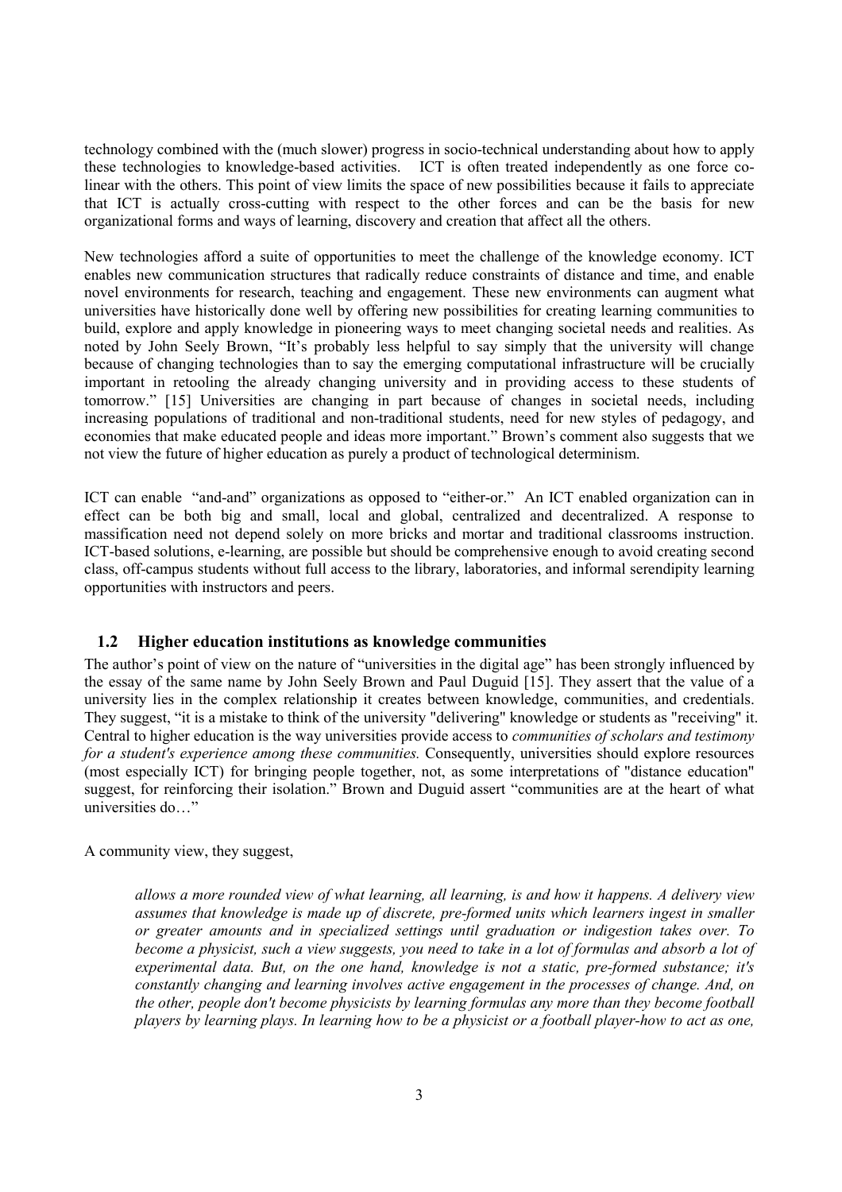technology combined with the (much slower) progress in socio-technical understanding about how to apply these technologies to knowledge-based activities. ICT is often treated independently as one force co-linear with the others. This point of view limits the space of new possibilities because it fails to appreciate that ICT is actually cross-cutting with respect to the other forces and can be the basis for new organizational forms and ways of learning, discovery and creation that affect all the others.

New technologies afford a suite of opportunities to meet the challenge of the knowledge economy. ICT enables new communication structures that radically reduce constraints of distance and time, and enable novel environments for research, teaching and engagement. These new environments can augment what universities have historically done well by offering new possibilities for creating learning communities to build, explore and apply knowledge in pioneering ways to meet changing societal needs and realities. As noted by John Seely Brown, "It's probably less helpful to say simply that the university will change because of changing technologies than to say the emerging computational infrastructure will be crucially important in retooling the already changing university and in providing access to these students of tomorrow." [15] Universities are changing in part because of changes in societal needs, including increasing populations of traditional and non-traditional students, need for new styles of pedagogy, and economies that make educated people and ideas more important." Brown's comment also suggests that we not view the future of higher education as purely a product of technological determinism.

ICT can enable "and-and" organizations as opposed to "either-or." An ICT enabled organization can in effect can be both big and small, local and global, centralized and decentralized. A response to massification need not depend solely on more bricks and mortar and traditional classrooms instruction. ICT-based solutions, e-learning, are possible but should be comprehensive enough to avoid creating second class, off-campus students without full access to the library, laboratories, and informal serendipity learning opportunities with instructors and peers.

## 1.2 Higher education institutions as knowledge communities

The author's point of view on the nature of "universities in the digital age" has been strongly influenced by the essay of the same name by John Seely Brown and Paul Duguid [15]. They assert that the value of a university lies in the complex relationship it creates between knowledge, communities, and credentials. They suggest, "it is a mistake to think of the university "delivering" knowledge or students as "receiving" it. Central to higher education is the way universities provide access to *communities of scholars and testimony for a student's experience among these communities.* Consequently, universities should explore resources (most especially ICT) for bringing people together, not, as some interpretations of "distance education" suggest, for reinforcing their isolation." Brown and Duguid assert "communities are at the heart of what universities do…"

A community view, they suggest,

> *allows a more rounded view of what learning, all learning, is and how it happens. A delivery view assumes that knowledge is made up of discrete, pre-formed units which learners ingest in smaller or greater amounts and in specialized settings until graduation or indigestion takes over. To become a physicist, such a view suggests, you need to take in a lot of formulas and absorb a lot of experimental data. But, on the one hand, knowledge is not a static, pre-formed substance; it's constantly changing and learning involves active engagement in the processes of change. And, on the other, people don't become physicists by learning formulas any more than they become football players by learning plays. In learning how to be a physicist or a football player-how to act as one,*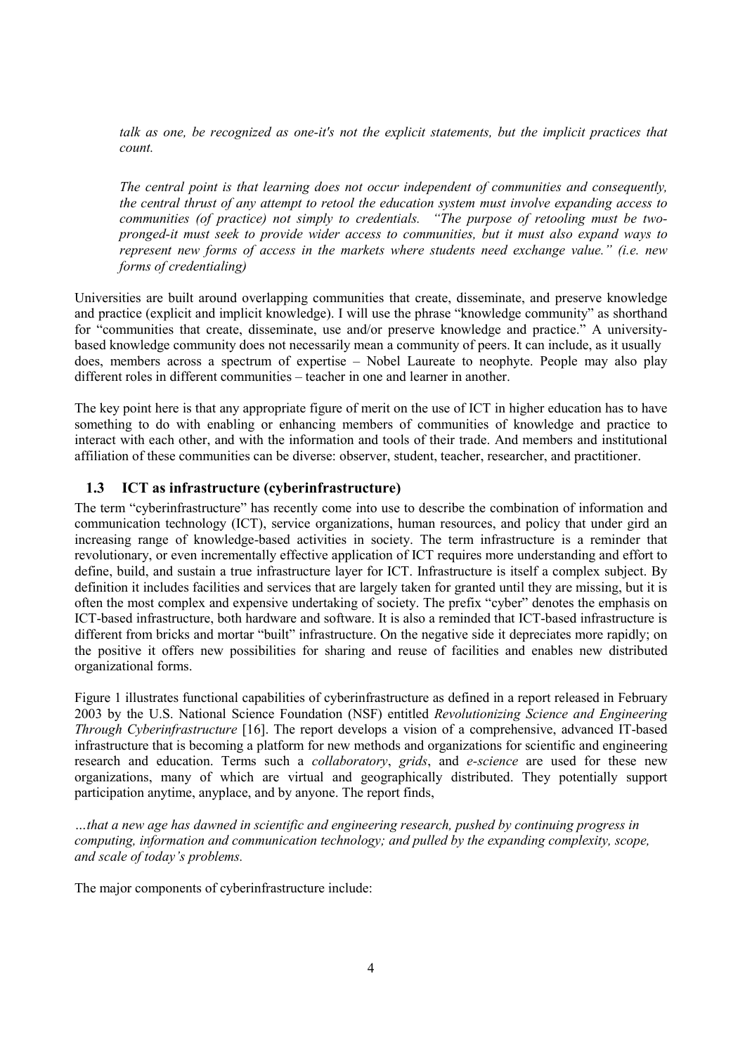*talk as one, be recognized as one-it's not the explicit statements, but the implicit practices that count.*

*The central point is that learning does not occur independent of communities and consequently, the central thrust of any attempt to retool the education system must involve expanding access to communities (of practice) not simply to credentials. "The purpose of retooling must be two-pronged-it must seek to provide wider access to communities, but it must also expand ways to represent new forms of access in the markets where students need exchange value." (i.e. new forms of credentialing)*

Universities are built around overlapping communities that create, disseminate, and preserve knowledge and practice (explicit and implicit knowledge). I will use the phrase "knowledge community" as shorthand for "communities that create, disseminate, use and/or preserve knowledge and practice." A university-based knowledge community does not necessarily mean a community of peers. It can include, as it usually does, members across a spectrum of expertise – Nobel Laureate to neophyte. People may also play different roles in different communities – teacher in one and learner in another.

The key point here is that any appropriate figure of merit on the use of ICT in higher education has to have something to do with enabling or enhancing members of communities of knowledge and practice to interact with each other, and with the information and tools of their trade. And members and institutional affiliation of these communities can be diverse: observer, student, teacher, researcher, and practitioner.

### 1.3 ICT as infrastructure (cyberinfrastructure)

The term "cyberinfrastructure" has recently come into use to describe the combination of information and communication technology (ICT), service organizations, human resources, and policy that under gird an increasing range of knowledge-based activities in society. The term infrastructure is a reminder that revolutionary, or even incrementally effective application of ICT requires more understanding and effort to define, build, and sustain a true infrastructure layer for ICT. Infrastructure is itself a complex subject. By definition it includes facilities and services that are largely taken for granted until they are missing, but it is often the most complex and expensive undertaking of society. The prefix "cyber" denotes the emphasis on ICT-based infrastructure, both hardware and software. It is also a reminded that ICT-based infrastructure is different from bricks and mortar "built" infrastructure. On the negative side it depreciates more rapidly; on the positive it offers new possibilities for sharing and reuse of facilities and enables new distributed organizational forms.

Figure 1 illustrates functional capabilities of cyberinfrastructure as defined in a report released in February 2003 by the U.S. National Science Foundation (NSF) entitled *Revolutionizing Science and Engineering Through Cyberinfrastructure* [16]. The report develops a vision of a comprehensive, advanced IT-based infrastructure that is becoming a platform for new methods and organizations for scientific and engineering research and education. Terms such a *collaboratory*, *grids*, and *e-science* are used for these new organizations, many of which are virtual and geographically distributed. They potentially support participation anytime, anyplace, and by anyone. The report finds,

*…that a new age has dawned in scientific and engineering research, pushed by continuing progress in computing, information and communication technology; and pulled by the expanding complexity, scope, and scale of today's problems.*

The major components of cyberinfrastructure include: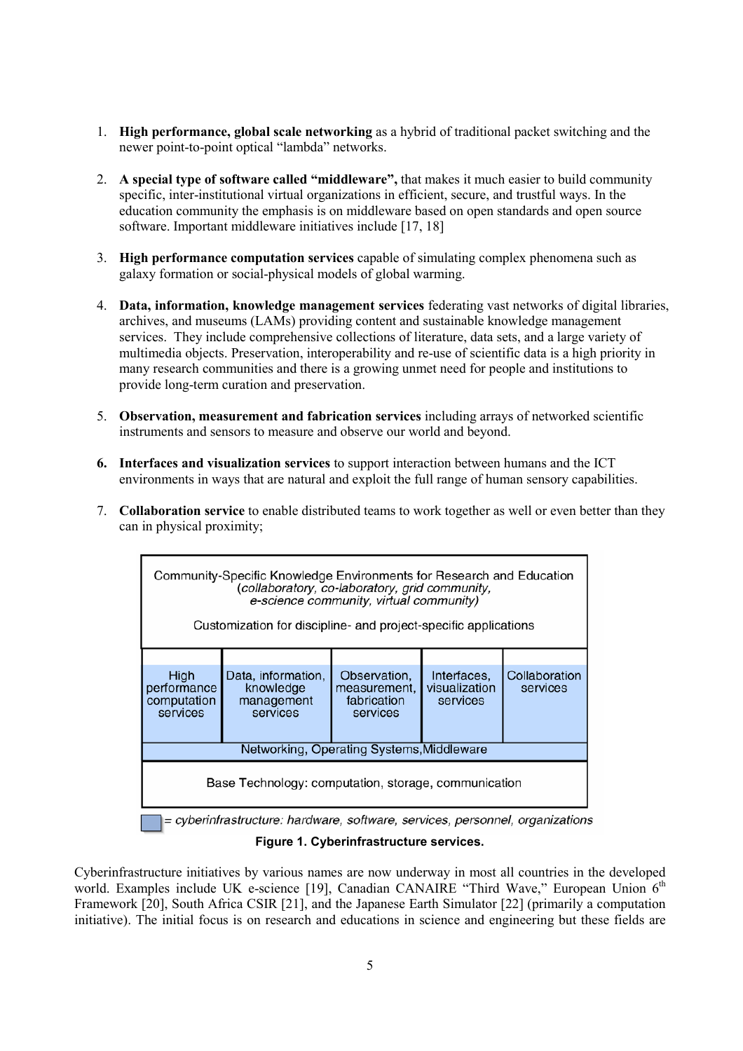1. **High performance, global scale networking** as a hybrid of traditional packet switching and the newer point-to-point optical "lambda" networks.

2. **A special type of software called "middleware",** that makes it much easier to build community specific, inter-institutional virtual organizations in efficient, secure, and trustful ways. In the education community the emphasis is on middleware based on open standards and open source software. Important middleware initiatives include [17, 18]

3. **High performance computation services** capable of simulating complex phenomena such as galaxy formation or social-physical models of global warming.

4. **Data, information, knowledge management services** federating vast networks of digital libraries, archives, and museums (LAMs) providing content and sustainable knowledge management services. They include comprehensive collections of literature, data sets, and a large variety of multimedia objects. Preservation, interoperability and re-use of scientific data is a high priority in many research communities and there is a growing unmet need for people and institutions to provide long-term curation and preservation.

5. **Observation, measurement and fabrication services** including arrays of networked scientific instruments and sensors to measure and observe our world and beyond.

6. **Interfaces and visualization services** to support interaction between humans and the ICT environments in ways that are natural and exploit the full range of human sensory capabilities.

7. **Collaboration service** to enable distributed teams to work together as well or even better than they can in physical proximity;

| Community-Specific Knowledge Environments for Research and Education *(collaboratory, co-laboratory, grid community, e-science community, virtual community)* Customization for discipline- and project-specific applications | | | | |
|---|---|---|---|---|
| High performance computation services | Data, information, knowledge management services | Observation, measurement, fabrication services | Interfaces, visualization services | Collaboration services |
| Networking, Operating Systems, Middleware | | | | |
| Base Technology: computation, storage, communication | | | | |

*= cyberinfrastructure: hardware, software, services, personnel, organizations*

**Figure 1. Cyberinfrastructure services.**

Cyberinfrastructure initiatives by various names are now underway in most all countries in the developed world. Examples include UK e-science [19], Canadian CANAIRE "Third Wave," European Union 6th Framework [20], South Africa CSIR [21], and the Japanese Earth Simulator [22] (primarily a computation initiative). The initial focus is on research and educations in science and engineering but these fields are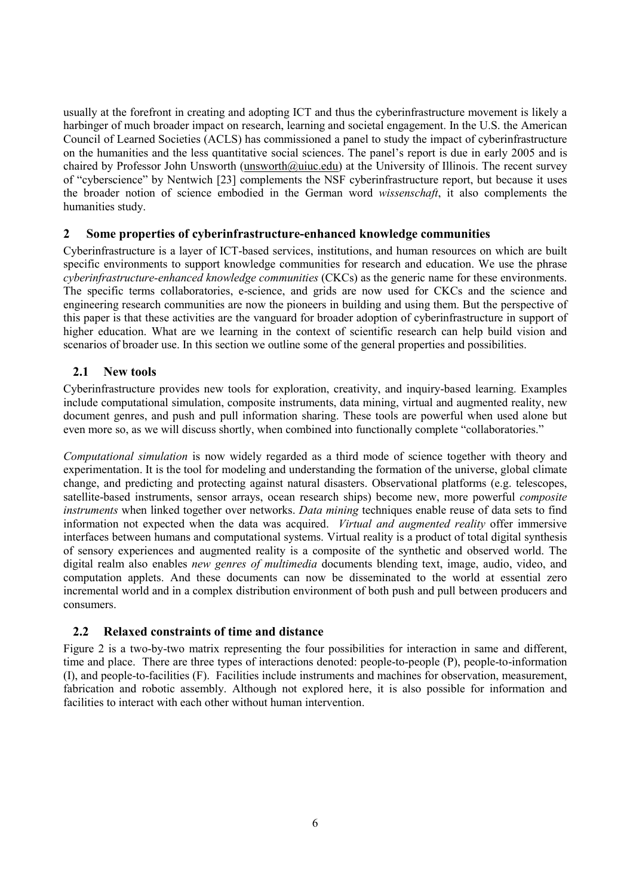usually at the forefront in creating and adopting ICT and thus the cyberinfrastructure movement is likely a harbinger of much broader impact on research, learning and societal engagement. In the U.S. the American Council of Learned Societies (ACLS) has commissioned a panel to study the impact of cyberinfrastructure on the humanities and the less quantitative social sciences. The panel's report is due in early 2005 and is chaired by Professor John Unsworth (unsworth@uiuc.edu) at the University of Illinois. The recent survey of "cyberscience" by Nentwich [23] complements the NSF cyberinfrastructure report, but because it uses the broader notion of science embodied in the German word *wissenschaft*, it also complements the humanities study.

## 2 Some properties of cyberinfrastructure-enhanced knowledge communities

Cyberinfrastructure is a layer of ICT-based services, institutions, and human resources on which are built specific environments to support knowledge communities for research and education. We use the phrase *cyberinfrastructure-enhanced knowledge communities* (CKCs) as the generic name for these environments. The specific terms collaboratories, e-science, and grids are now used for CKCs and the science and engineering research communities are now the pioneers in building and using them. But the perspective of this paper is that these activities are the vanguard for broader adoption of cyberinfrastructure in support of higher education. What are we learning in the context of scientific research can help build vision and scenarios of broader use. In this section we outline some of the general properties and possibilities.

### 2.1 New tools

Cyberinfrastructure provides new tools for exploration, creativity, and inquiry-based learning. Examples include computational simulation, composite instruments, data mining, virtual and augmented reality, new document genres, and push and pull information sharing. These tools are powerful when used alone but even more so, as we will discuss shortly, when combined into functionally complete "collaboratories."

*Computational simulation* is now widely regarded as a third mode of science together with theory and experimentation. It is the tool for modeling and understanding the formation of the universe, global climate change, and predicting and protecting against natural disasters. Observational platforms (e.g. telescopes, satellite-based instruments, sensor arrays, ocean research ships) become new, more powerful *composite instruments* when linked together over networks. *Data mining* techniques enable reuse of data sets to find information not expected when the data was acquired. *Virtual and augmented reality* offer immersive interfaces between humans and computational systems. Virtual reality is a product of total digital synthesis of sensory experiences and augmented reality is a composite of the synthetic and observed world. The digital realm also enables *new genres of multimedia* documents blending text, image, audio, video, and computation applets. And these documents can now be disseminated to the world at essential zero incremental world and in a complex distribution environment of both push and pull between producers and consumers.

### 2.2 Relaxed constraints of time and distance

Figure 2 is a two-by-two matrix representing the four possibilities for interaction in same and different, time and place. There are three types of interactions denoted: people-to-people (P), people-to-information (I), and people-to-facilities (F). Facilities include instruments and machines for observation, measurement, fabrication and robotic assembly. Although not explored here, it is also possible for information and facilities to interact with each other without human intervention.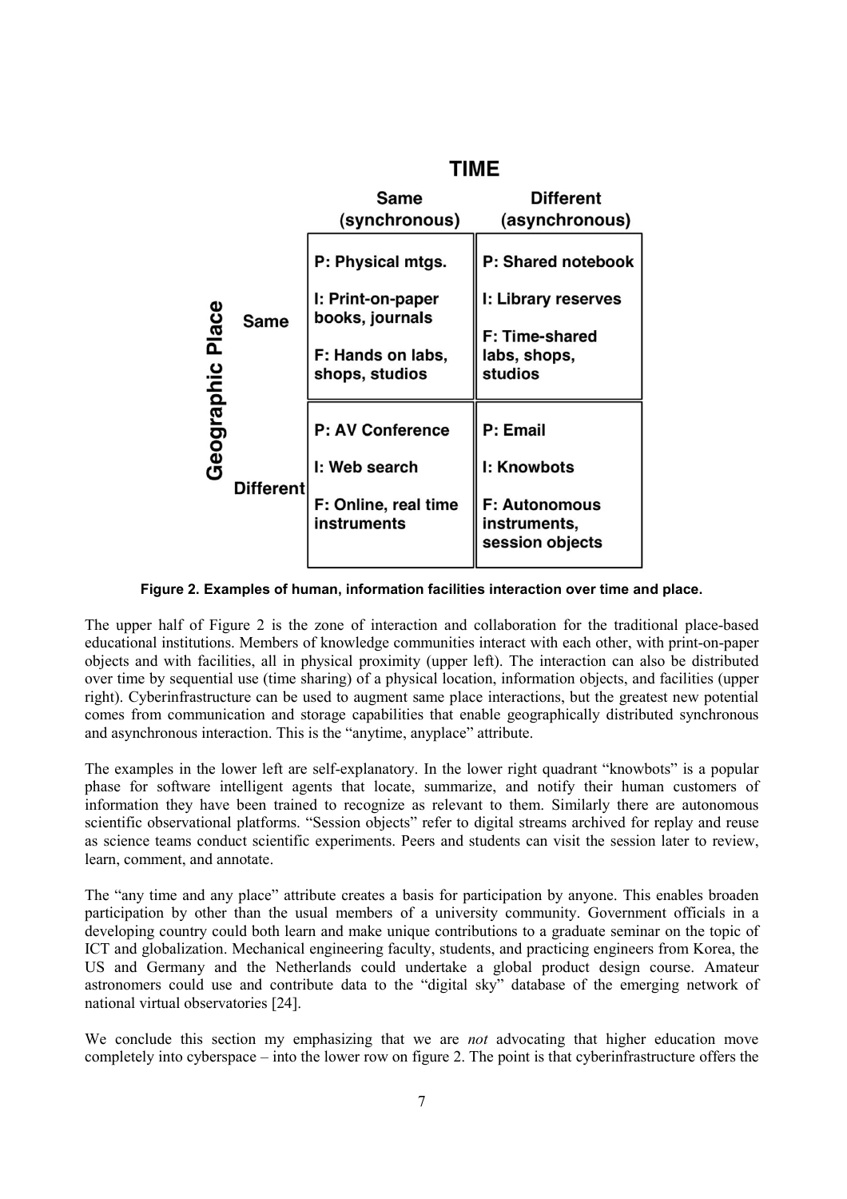| Geographic Place | Same (synchronous) | Different (asynchronous) |
|---|---|---|
| **Same** | P: Physical mtgs.<br>I: Print-on-paper books, journals<br>F: Hands on labs, shops, studios | P: Shared notebook<br>I: Library reserves<br>F: Time-shared labs, shops, studios |
| **Different** | P: AV Conference<br>I: Web search<br>F: Online, real time instruments | P: Email<br>I: Knowbots<br>F: Autonomous instruments, session objects |

**Figure 2. Examples of human, information facilities interaction over time and place.**

The upper half of Figure 2 is the zone of interaction and collaboration for the traditional place-based educational institutions. Members of knowledge communities interact with each other, with print-on-paper objects and with facilities, all in physical proximity (upper left). The interaction can also be distributed over time by sequential use (time sharing) of a physical location, information objects, and facilities (upper right). Cyberinfrastructure can be used to augment same place interactions, but the greatest new potential comes from communication and storage capabilities that enable geographically distributed synchronous and asynchronous interaction. This is the "anytime, anyplace" attribute.

The examples in the lower left are self-explanatory. In the lower right quadrant "knowbots" is a popular phase for software intelligent agents that locate, summarize, and notify their human customers of information they have been trained to recognize as relevant to them. Similarly there are autonomous scientific observational platforms. "Session objects" refer to digital streams archived for replay and reuse as science teams conduct scientific experiments. Peers and students can visit the session later to review, learn, comment, and annotate.

The "any time and any place" attribute creates a basis for participation by anyone. This enables broaden participation by other than the usual members of a university community. Government officials in a developing country could both learn and make unique contributions to a graduate seminar on the topic of ICT and globalization. Mechanical engineering faculty, students, and practicing engineers from Korea, the US and Germany and the Netherlands could undertake a global product design course. Amateur astronomers could use and contribute data to the "digital sky" database of the emerging network of national virtual observatories [24].

We conclude this section my emphasizing that we are *not* advocating that higher education move completely into cyberspace – into the lower row on figure 2. The point is that cyberinfrastructure offers the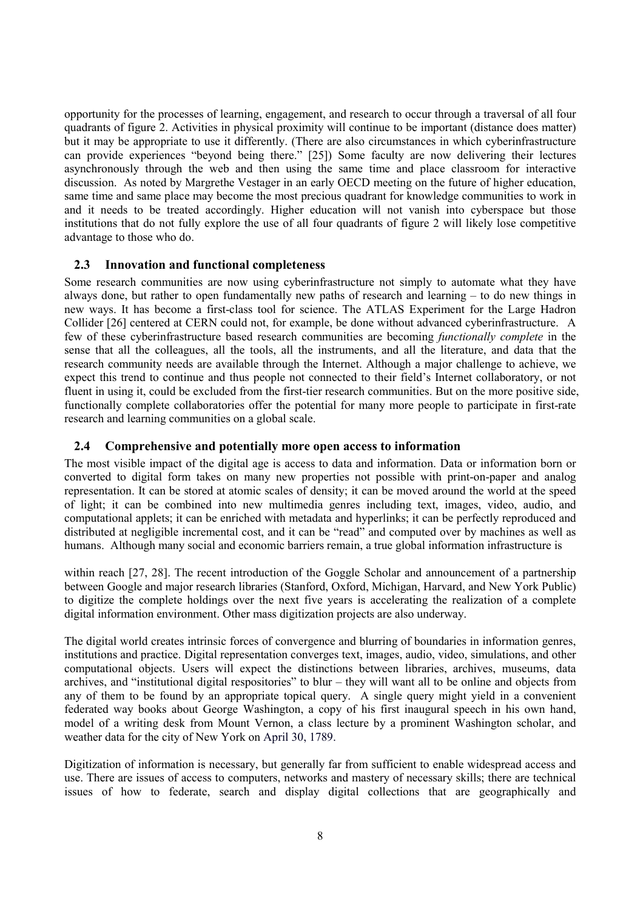opportunity for the processes of learning, engagement, and research to occur through a traversal of all four quadrants of figure 2. Activities in physical proximity will continue to be important (distance does matter) but it may be appropriate to use it differently. (There are also circumstances in which cyberinfrastructure can provide experiences "beyond being there." [25]) Some faculty are now delivering their lectures asynchronously through the web and then using the same time and place classroom for interactive discussion. As noted by Margrethe Vestager in an early OECD meeting on the future of higher education, same time and same place may become the most precious quadrant for knowledge communities to work in and it needs to be treated accordingly. Higher education will not vanish into cyberspace but those institutions that do not fully explore the use of all four quadrants of figure 2 will likely lose competitive advantage to those who do.

### 2.3 Innovation and functional completeness

Some research communities are now using cyberinfrastructure not simply to automate what they have always done, but rather to open fundamentally new paths of research and learning – to do new things in new ways. It has become a first-class tool for science. The ATLAS Experiment for the Large Hadron Collider [26] centered at CERN could not, for example, be done without advanced cyberinfrastructure. A few of these cyberinfrastructure based research communities are becoming *functionally complete* in the sense that all the colleagues, all the tools, all the instruments, and all the literature, and data that the research community needs are available through the Internet. Although a major challenge to achieve, we expect this trend to continue and thus people not connected to their field's Internet collaboratory, or not fluent in using it, could be excluded from the first-tier research communities. But on the more positive side, functionally complete collaboratories offer the potential for many more people to participate in first-rate research and learning communities on a global scale.

### 2.4 Comprehensive and potentially more open access to information

The most visible impact of the digital age is access to data and information. Data or information born or converted to digital form takes on many new properties not possible with print-on-paper and analog representation. It can be stored at atomic scales of density; it can be moved around the world at the speed of light; it can be combined into new multimedia genres including text, images, video, audio, and computational applets; it can be enriched with metadata and hyperlinks; it can be perfectly reproduced and distributed at negligible incremental cost, and it can be "read" and computed over by machines as well as humans. Although many social and economic barriers remain, a true global information infrastructure is within reach [27, 28]. The recent introduction of the Goggle Scholar and announcement of a partnership between Google and major research libraries (Stanford, Oxford, Michigan, Harvard, and New York Public) to digitize the complete holdings over the next five years is accelerating the realization of a complete digital information environment. Other mass digitization projects are also underway.

The digital world creates intrinsic forces of convergence and blurring of boundaries in information genres, institutions and practice. Digital representation converges text, images, audio, video, simulations, and other computational objects. Users will expect the distinctions between libraries, archives, museums, data archives, and "institutional digital respositories" to blur – they will want all to be online and objects from any of them to be found by an appropriate topical query. A single query might yield in a convenient federated way books about George Washington, a copy of his first inaugural speech in his own hand, model of a writing desk from Mount Vernon, a class lecture by a prominent Washington scholar, and weather data for the city of New York on April 30, 1789.

Digitization of information is necessary, but generally far from sufficient to enable widespread access and use. There are issues of access to computers, networks and mastery of necessary skills; there are technical issues of how to federate, search and display digital collections that are geographically and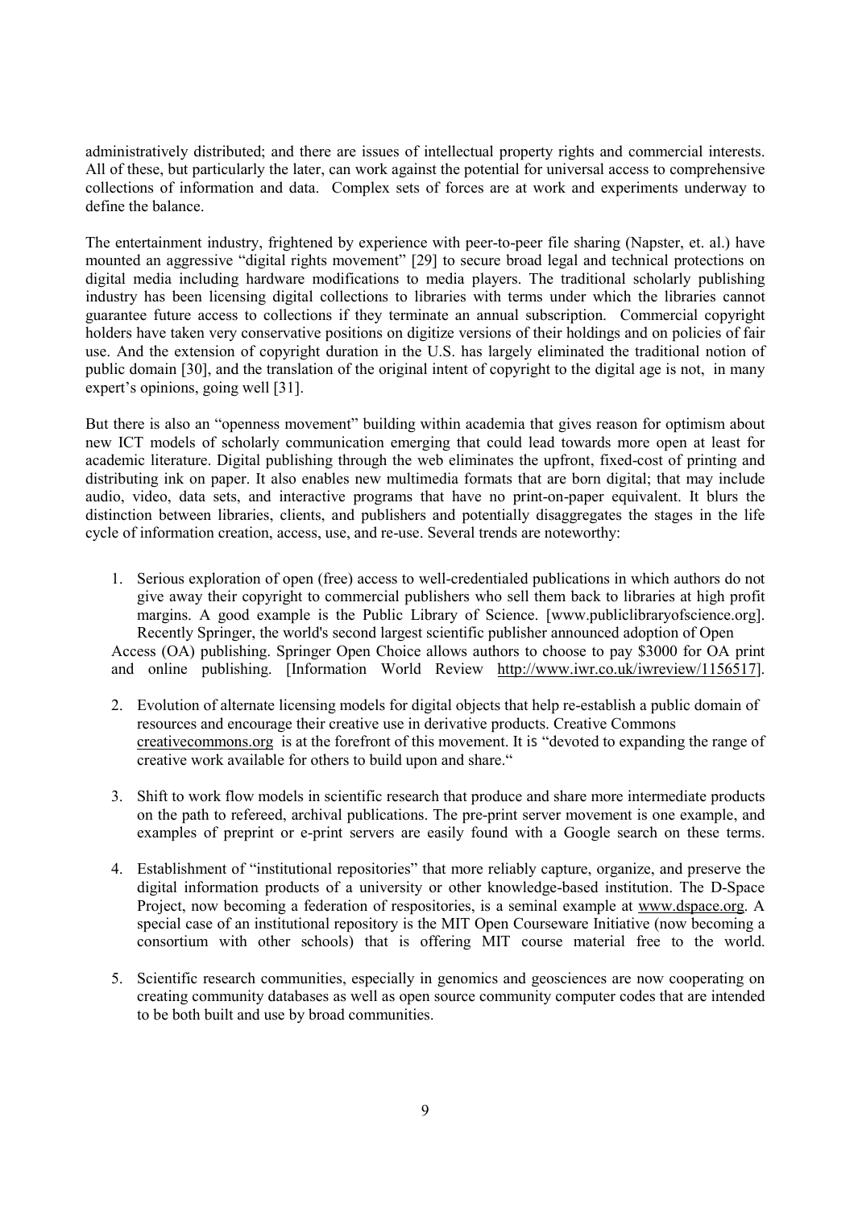administratively distributed; and there are issues of intellectual property rights and commercial interests. All of these, but particularly the later, can work against the potential for universal access to comprehensive collections of information and data. Complex sets of forces are at work and experiments underway to define the balance.

The entertainment industry, frightened by experience with peer-to-peer file sharing (Napster, et. al.) have mounted an aggressive "digital rights movement" [29] to secure broad legal and technical protections on digital media including hardware modifications to media players. The traditional scholarly publishing industry has been licensing digital collections to libraries with terms under which the libraries cannot guarantee future access to collections if they terminate an annual subscription. Commercial copyright holders have taken very conservative positions on digitize versions of their holdings and on policies of fair use. And the extension of copyright duration in the U.S. has largely eliminated the traditional notion of public domain [30], and the translation of the original intent of copyright to the digital age is not, in many expert's opinions, going well [31].

But there is also an "openness movement" building within academia that gives reason for optimism about new ICT models of scholarly communication emerging that could lead towards more open at least for academic literature. Digital publishing through the web eliminates the upfront, fixed-cost of printing and distributing ink on paper. It also enables new multimedia formats that are born digital; that may include audio, video, data sets, and interactive programs that have no print-on-paper equivalent. It blurs the distinction between libraries, clients, and publishers and potentially disaggregates the stages in the life cycle of information creation, access, use, and re-use. Several trends are noteworthy:

1. Serious exploration of open (free) access to well-credentialed publications in which authors do not give away their copyright to commercial publishers who sell them back to libraries at high profit margins. A good example is the Public Library of Science. [www.publiclibraryofscience.org]. Recently Springer, the world's second largest scientific publisher announced adoption of Open Access (OA) publishing. Springer Open Choice allows authors to choose to pay $3000 for OA print and online publishing. [Information World Review http://www.iwr.co.uk/iwreview/1156517].

2. Evolution of alternate licensing models for digital objects that help re-establish a public domain of resources and encourage their creative use in derivative products. Creative Commons creativecommons.org is at the forefront of this movement. It is "devoted to expanding the range of creative work available for others to build upon and share."

3. Shift to work flow models in scientific research that produce and share more intermediate products on the path to refereed, archival publications. The pre-print server movement is one example, and examples of preprint or e-print servers are easily found with a Google search on these terms.

4. Establishment of "institutional repositories" that more reliably capture, organize, and preserve the digital information products of a university or other knowledge-based institution. The D-Space Project, now becoming a federation of respositories, is a seminal example at www.dspace.org. A special case of an institutional repository is the MIT Open Courseware Initiative (now becoming a consortium with other schools) that is offering MIT course material free to the world.

5. Scientific research communities, especially in genomics and geosciences are now cooperating on creating community databases as well as open source community computer codes that are intended to be both built and use by broad communities.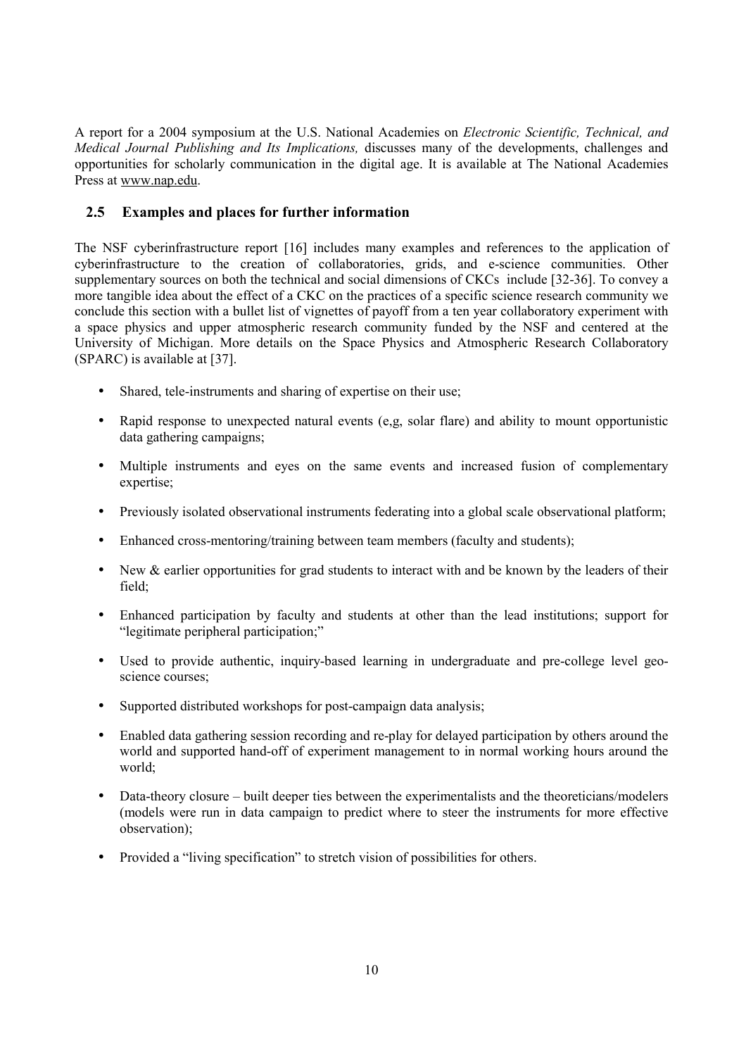A report for a 2004 symposium at the U.S. National Academies on *Electronic Scientific, Technical, and Medical Journal Publishing and Its Implications,* discusses many of the developments, challenges and opportunities for scholarly communication in the digital age. It is available at The National Academies Press at www.nap.edu.

## 2.5 Examples and places for further information

The NSF cyberinfrastructure report [16] includes many examples and references to the application of cyberinfrastructure to the creation of collaboratories, grids, and e-science communities. Other supplementary sources on both the technical and social dimensions of CKCs include [32-36]. To convey a more tangible idea about the effect of a CKC on the practices of a specific science research community we conclude this section with a bullet list of vignettes of payoff from a ten year collaboratory experiment with a space physics and upper atmospheric research community funded by the NSF and centered at the University of Michigan. More details on the Space Physics and Atmospheric Research Collaboratory (SPARC) is available at [37].

- Shared, tele-instruments and sharing of expertise on their use;
- Rapid response to unexpected natural events (e,g, solar flare) and ability to mount opportunistic data gathering campaigns;
- Multiple instruments and eyes on the same events and increased fusion of complementary expertise;
- Previously isolated observational instruments federating into a global scale observational platform;
- Enhanced cross-mentoring/training between team members (faculty and students);
- New & earlier opportunities for grad students to interact with and be known by the leaders of their field;
- Enhanced participation by faculty and students at other than the lead institutions; support for "legitimate peripheral participation;"
- Used to provide authentic, inquiry-based learning in undergraduate and pre-college level geo-science courses;
- Supported distributed workshops for post-campaign data analysis;
- Enabled data gathering session recording and re-play for delayed participation by others around the world and supported hand-off of experiment management to in normal working hours around the world;
- Data-theory closure – built deeper ties between the experimentalists and the theoreticians/modelers (models were run in data campaign to predict where to steer the instruments for more effective observation);
- Provided a "living specification" to stretch vision of possibilities for others.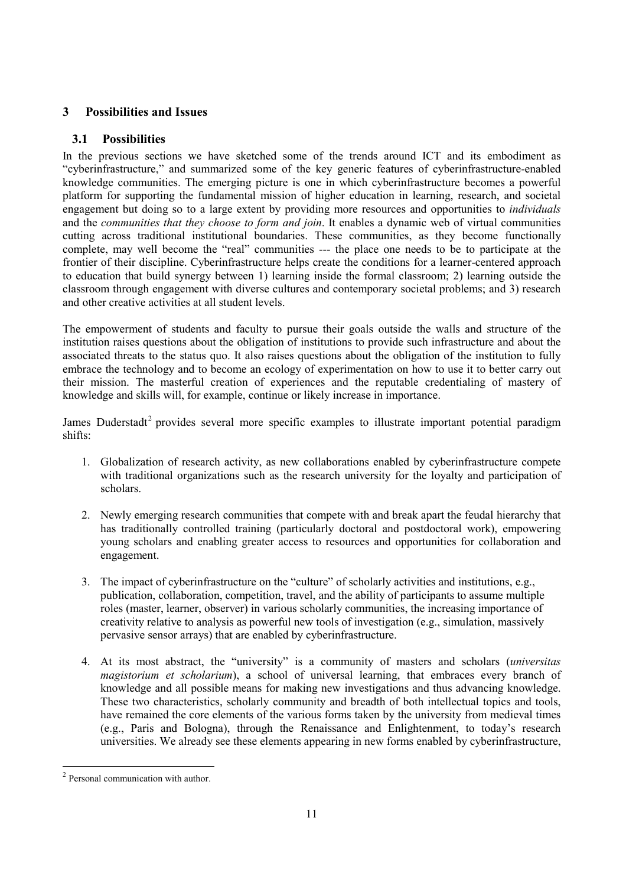## 3 Possibilities and Issues

### 3.1 Possibilities

In the previous sections we have sketched some of the trends around ICT and its embodiment as "cyberinfrastructure," and summarized some of the key generic features of cyberinfrastructure-enabled knowledge communities. The emerging picture is one in which cyberinfrastructure becomes a powerful platform for supporting the fundamental mission of higher education in learning, research, and societal engagement but doing so to a large extent by providing more resources and opportunities to *individuals* and the *communities that they choose to form and join*. It enables a dynamic web of virtual communities cutting across traditional institutional boundaries. These communities, as they become functionally complete, may well become the "real" communities --- the place one needs to be to participate at the frontier of their discipline. Cyberinfrastructure helps create the conditions for a learner-centered approach to education that build synergy between 1) learning inside the formal classroom; 2) learning outside the classroom through engagement with diverse cultures and contemporary societal problems; and 3) research and other creative activities at all student levels.

The empowerment of students and faculty to pursue their goals outside the walls and structure of the institution raises questions about the obligation of institutions to provide such infrastructure and about the associated threats to the status quo. It also raises questions about the obligation of the institution to fully embrace the technology and to become an ecology of experimentation on how to use it to better carry out their mission. The masterful creation of experiences and the reputable credentialing of mastery of knowledge and skills will, for example, continue or likely increase in importance.

James Duderstadt[2] provides several more specific examples to illustrate important potential paradigm shifts:

1. Globalization of research activity, as new collaborations enabled by cyberinfrastructure compete with traditional organizations such as the research university for the loyalty and participation of scholars.

2. Newly emerging research communities that compete with and break apart the feudal hierarchy that has traditionally controlled training (particularly doctoral and postdoctoral work), empowering young scholars and enabling greater access to resources and opportunities for collaboration and engagement.

3. The impact of cyberinfrastructure on the "culture" of scholarly activities and institutions, e.g., publication, collaboration, competition, travel, and the ability of participants to assume multiple roles (master, learner, observer) in various scholarly communities, the increasing importance of creativity relative to analysis as powerful new tools of investigation (e.g., simulation, massively pervasive sensor arrays) that are enabled by cyberinfrastructure.

4. At its most abstract, the "university" is a community of masters and scholars (*universitas magistorium et scholarium*), a school of universal learning, that embraces every branch of knowledge and all possible means for making new investigations and thus advancing knowledge. These two characteristics, scholarly community and breadth of both intellectual topics and tools, have remained the core elements of the various forms taken by the university from medieval times (e.g., Paris and Bologna), through the Renaissance and Enlightenment, to today's research universities. We already see these elements appearing in new forms enabled by cyberinfrastructure,

[2] Personal communication with author.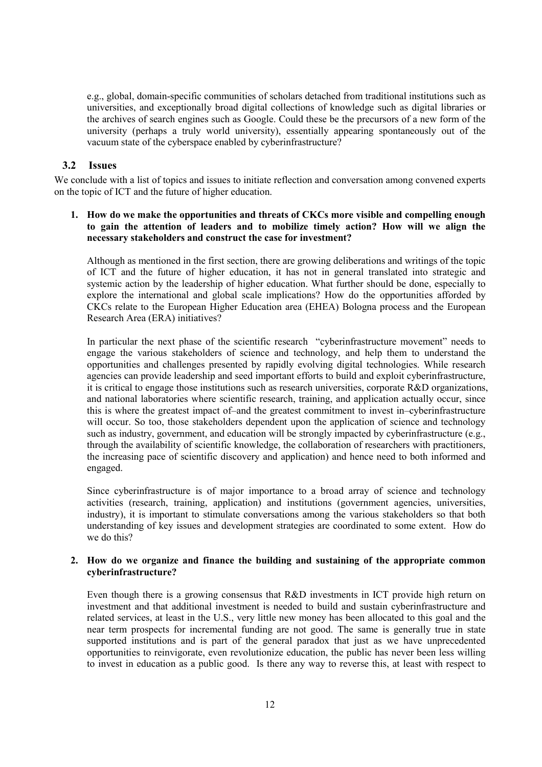e.g., global, domain-specific communities of scholars detached from traditional institutions such as universities, and exceptionally broad digital collections of knowledge such as digital libraries or the archives of search engines such as Google. Could these be the precursors of a new form of the university (perhaps a truly world university), essentially appearing spontaneously out of the vacuum state of the cyberspace enabled by cyberinfrastructure?

### 3.2 Issues

We conclude with a list of topics and issues to initiate reflection and conversation among convened experts on the topic of ICT and the future of higher education.

1. **How do we make the opportunities and threats of CKCs more visible and compelling enough to gain the attention of leaders and to mobilize timely action? How will we align the necessary stakeholders and construct the case for investment?**

   Although as mentioned in the first section, there are growing deliberations and writings of the topic of ICT and the future of higher education, it has not in general translated into strategic and systemic action by the leadership of higher education. What further should be done, especially to explore the international and global scale implications? How do the opportunities afforded by CKCs relate to the European Higher Education area (EHEA) Bologna process and the European Research Area (ERA) initiatives?

   In particular the next phase of the scientific research "cyberinfrastructure movement" needs to engage the various stakeholders of science and technology, and help them to understand the opportunities and challenges presented by rapidly evolving digital technologies. While research agencies can provide leadership and seed important efforts to build and exploit cyberinfrastructure, it is critical to engage those institutions such as research universities, corporate R&D organizations, and national laboratories where scientific research, training, and application actually occur, since this is where the greatest impact of–and the greatest commitment to invest in–cyberinfrastructure will occur. So too, those stakeholders dependent upon the application of science and technology such as industry, government, and education will be strongly impacted by cyberinfrastructure (e.g., through the availability of scientific knowledge, the collaboration of researchers with practitioners, the increasing pace of scientific discovery and application) and hence need to both informed and engaged.

   Since cyberinfrastructure is of major importance to a broad array of science and technology activities (research, training, application) and institutions (government agencies, universities, industry), it is important to stimulate conversations among the various stakeholders so that both understanding of key issues and development strategies are coordinated to some extent. How do we do this?

2. **How do we organize and finance the building and sustaining of the appropriate common cyberinfrastructure?**

   Even though there is a growing consensus that R&D investments in ICT provide high return on investment and that additional investment is needed to build and sustain cyberinfrastructure and related services, at least in the U.S., very little new money has been allocated to this goal and the near term prospects for incremental funding are not good. The same is generally true in state supported institutions and is part of the general paradox that just as we have unprecedented opportunities to reinvigorate, even revolutionize education, the public has never been less willing to invest in education as a public good. Is there any way to reverse this, at least with respect to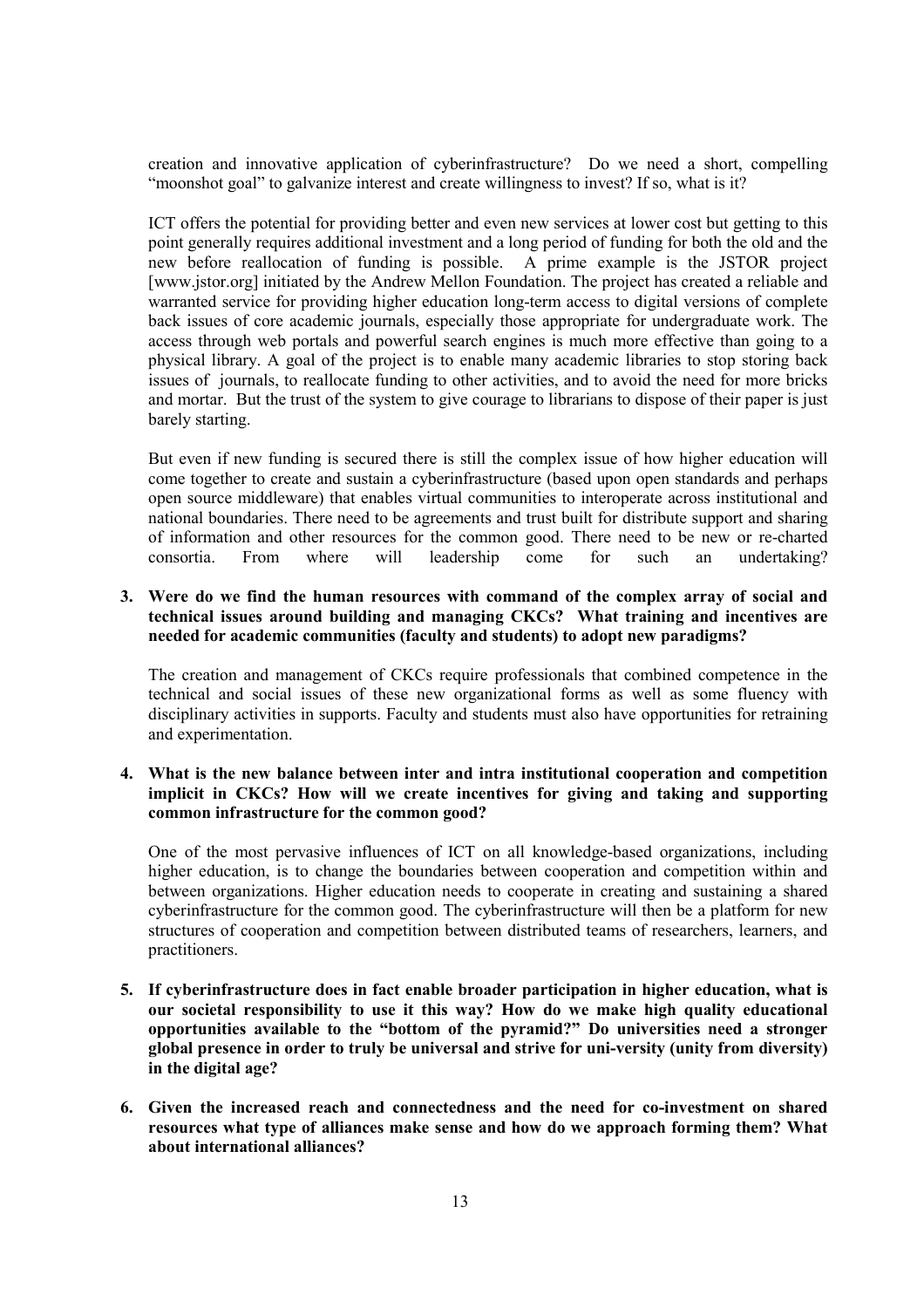creation and innovative application of cyberinfrastructure? Do we need a short, compelling "moonshot goal" to galvanize interest and create willingness to invest? If so, what is it?

ICT offers the potential for providing better and even new services at lower cost but getting to this point generally requires additional investment and a long period of funding for both the old and the new before reallocation of funding is possible. A prime example is the JSTOR project [www.jstor.org] initiated by the Andrew Mellon Foundation. The project has created a reliable and warranted service for providing higher education long-term access to digital versions of complete back issues of core academic journals, especially those appropriate for undergraduate work. The access through web portals and powerful search engines is much more effective than going to a physical library. A goal of the project is to enable many academic libraries to stop storing back issues of journals, to reallocate funding to other activities, and to avoid the need for more bricks and mortar. But the trust of the system to give courage to librarians to dispose of their paper is just barely starting.

But even if new funding is secured there is still the complex issue of how higher education will come together to create and sustain a cyberinfrastructure (based upon open standards and perhaps open source middleware) that enables virtual communities to interoperate across institutional and national boundaries. There need to be agreements and trust built for distribute support and sharing of information and other resources for the common good. There need to be new or re-charted consortia. From where will leadership come for such an undertaking?

3. **Were do we find the human resources with command of the complex array of social and technical issues around building and managing CKCs? What training and incentives are needed for academic communities (faculty and students) to adopt new paradigms?**

   The creation and management of CKCs require professionals that combined competence in the technical and social issues of these new organizational forms as well as some fluency with disciplinary activities in supports. Faculty and students must also have opportunities for retraining and experimentation.

4. **What is the new balance between inter and intra institutional cooperation and competition implicit in CKCs? How will we create incentives for giving and taking and supporting common infrastructure for the common good?**

   One of the most pervasive influences of ICT on all knowledge-based organizations, including higher education, is to change the boundaries between cooperation and competition within and between organizations. Higher education needs to cooperate in creating and sustaining a shared cyberinfrastructure for the common good. The cyberinfrastructure will then be a platform for new structures of cooperation and competition between distributed teams of researchers, learners, and practitioners.

5. **If cyberinfrastructure does in fact enable broader participation in higher education, what is our societal responsibility to use it this way? How do we make high quality educational opportunities available to the "bottom of the pyramid?" Do universities need a stronger global presence in order to truly be universal and strive for uni-versity (unity from diversity) in the digital age?**

6. **Given the increased reach and connectedness and the need for co-investment on shared resources what type of alliances make sense and how do we approach forming them? What about international alliances?**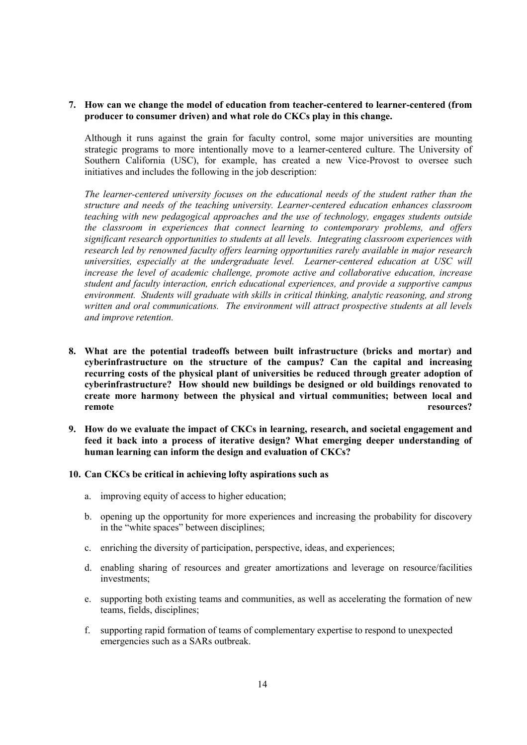7. **How can we change the model of education from teacher-centered to learner-centered (from producer to consumer driven) and what role do CKCs play in this change.**

   Although it runs against the grain for faculty control, some major universities are mounting strategic programs to more intentionally move to a learner-centered culture. The University of Southern California (USC), for example, has created a new Vice-Provost to oversee such initiatives and includes the following in the job description:

   *The learner-centered university focuses on the educational needs of the student rather than the structure and needs of the teaching university. Learner-centered education enhances classroom teaching with new pedagogical approaches and the use of technology, engages students outside the classroom in experiences that connect learning to contemporary problems, and offers significant research opportunities to students at all levels. Integrating classroom experiences with research led by renowned faculty offers learning opportunities rarely available in major research universities, especially at the undergraduate level. Learner-centered education at USC will increase the level of academic challenge, promote active and collaborative education, increase student and faculty interaction, enrich educational experiences, and provide a supportive campus environment. Students will graduate with skills in critical thinking, analytic reasoning, and strong written and oral communications. The environment will attract prospective students at all levels and improve retention.*

8. **What are the potential tradeoffs between built infrastructure (bricks and mortar) and cyberinfrastructure on the structure of the campus? Can the capital and increasing recurring costs of the physical plant of universities be reduced through greater adoption of cyberinfrastructure? How should new buildings be designed or old buildings renovated to create more harmony between the physical and virtual communities; between local and remote resources?**

9. **How do we evaluate the impact of CKCs in learning, research, and societal engagement and feed it back into a process of iterative design? What emerging deeper understanding of human learning can inform the design and evaluation of CKCs?**

10. **Can CKCs be critical in achieving lofty aspirations such as**

    a. improving equity of access to higher education;

    b. opening up the opportunity for more experiences and increasing the probability for discovery in the "white spaces" between disciplines;

    c. enriching the diversity of participation, perspective, ideas, and experiences;

    d. enabling sharing of resources and greater amortizations and leverage on resource/facilities investments;

    e. supporting both existing teams and communities, as well as accelerating the formation of new teams, fields, disciplines;

    f. supporting rapid formation of teams of complementary expertise to respond to unexpected emergencies such as a SARs outbreak.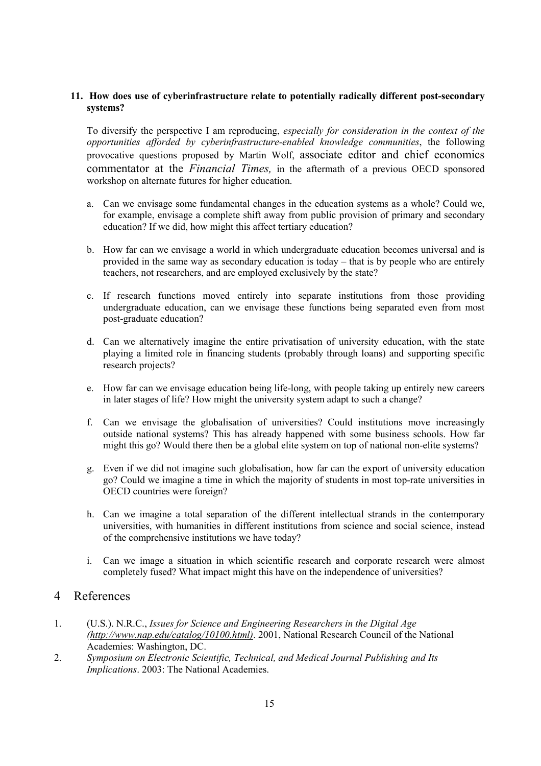**11. How does use of cyberinfrastructure relate to potentially radically different post-secondary systems?**

To diversify the perspective I am reproducing, *especially for consideration in the context of the opportunities afforded by cyberinfrastructure-enabled knowledge communities*, the following provocative questions proposed by Martin Wolf, associate editor and chief economics commentator at the *Financial Times,* in the aftermath of a previous OECD sponsored workshop on alternate futures for higher education.

a. Can we envisage some fundamental changes in the education systems as a whole? Could we, for example, envisage a complete shift away from public provision of primary and secondary education? If we did, how might this affect tertiary education?

b. How far can we envisage a world in which undergraduate education becomes universal and is provided in the same way as secondary education is today – that is by people who are entirely teachers, not researchers, and are employed exclusively by the state?

c. If research functions moved entirely into separate institutions from those providing undergraduate education, can we envisage these functions being separated even from most post-graduate education?

d. Can we alternatively imagine the entire privatisation of university education, with the state playing a limited role in financing students (probably through loans) and supporting specific research projects?

e. How far can we envisage education being life-long, with people taking up entirely new careers in later stages of life? How might the university system adapt to such a change?

f. Can we envisage the globalisation of universities? Could institutions move increasingly outside national systems? This has already happened with some business schools. How far might this go? Would there then be a global elite system on top of national non-elite systems?

g. Even if we did not imagine such globalisation, how far can the export of university education go? Could we imagine a time in which the majority of students in most top-rate universities in OECD countries were foreign?

h. Can we imagine a total separation of the different intellectual strands in the contemporary universities, with humanities in different institutions from science and social science, instead of the comprehensive institutions we have today?

i. Can we image a situation in which scientific research and corporate research were almost completely fused? What impact might this have on the independence of universities?

# 4 References

1. (U.S.). N.R.C., *Issues for Science and Engineering Researchers in the Digital Age (http://www.nap.edu/catalog/10100.html)*. 2001, National Research Council of the National Academies: Washington, DC.
2. *Symposium on Electronic Scientific, Technical, and Medical Journal Publishing and Its Implications*. 2003: The National Academies.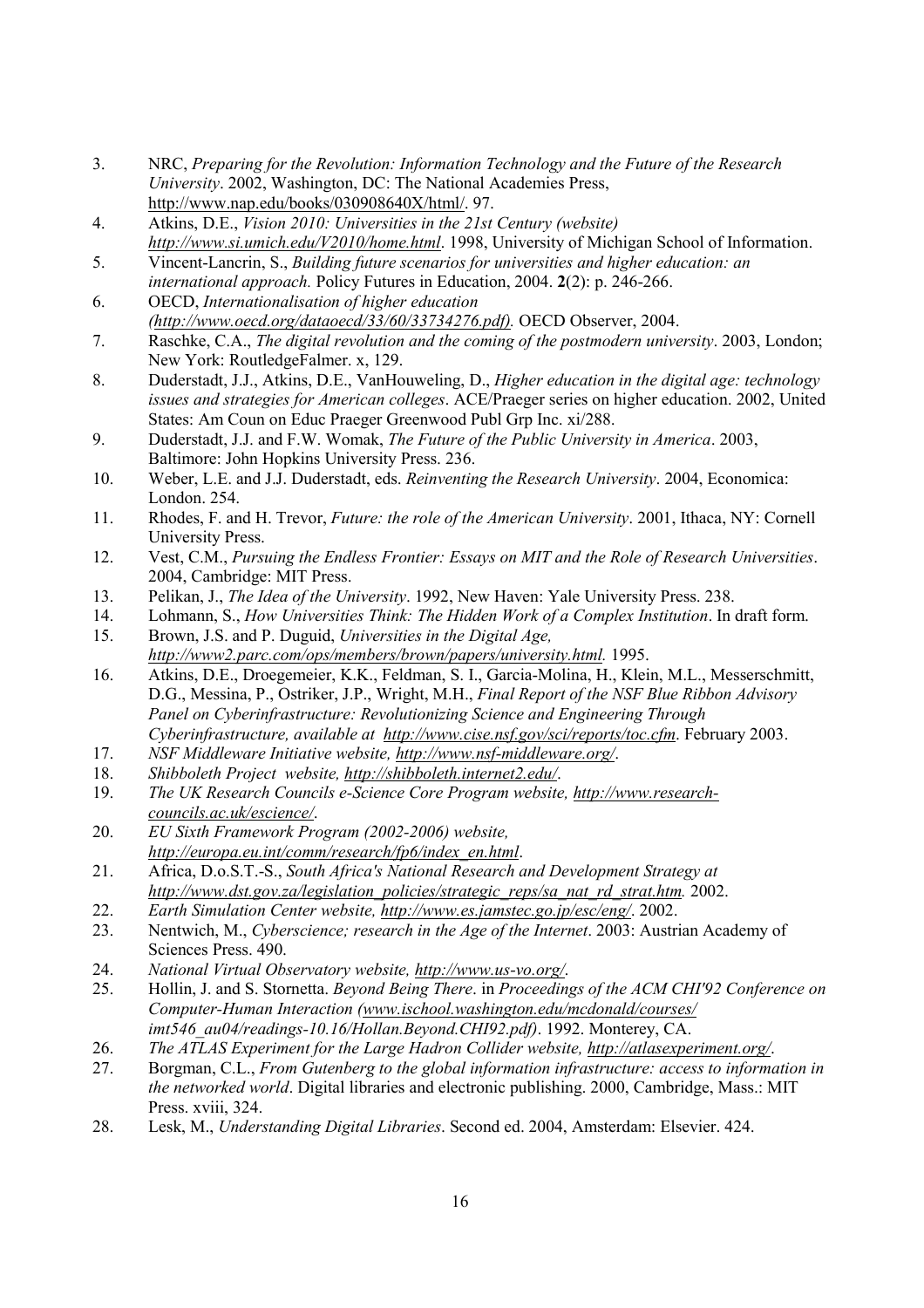3. NRC, *Preparing for the Revolution: Information Technology and the Future of the Research University*. 2002, Washington, DC: The National Academies Press, http://www.nap.edu/books/030908640X/html/. 97.
4. Atkins, D.E., *Vision 2010: Universities in the 21st Century (website) http://www.si.umich.edu/V2010/home.html*. 1998, University of Michigan School of Information.
5. Vincent-Lancrin, S., *Building future scenarios for universities and higher education: an international approach.* Policy Futures in Education, 2004. **2**(2): p. 246-266.
6. OECD, *Internationalisation of higher education (http://www.oecd.org/dataoecd/33/60/33734276.pdf).* OECD Observer, 2004.
7. Raschke, C.A., *The digital revolution and the coming of the postmodern university*. 2003, London; New York: RoutledgeFalmer. x, 129.
8. Duderstadt, J.J., Atkins, D.E., VanHouweling, D., *Higher education in the digital age: technology issues and strategies for American colleges*. ACE/Praeger series on higher education. 2002, United States: Am Coun on Educ Praeger Greenwood Publ Grp Inc. xi/288.
9. Duderstadt, J.J. and F.W. Womak, *The Future of the Public University in America*. 2003, Baltimore: John Hopkins University Press. 236.
10. Weber, L.E. and J.J. Duderstadt, eds. *Reinventing the Research University*. 2004, Economica: London. 254.
11. Rhodes, F. and H. Trevor, *Future: the role of the American University*. 2001, Ithaca, NY: Cornell University Press.
12. Vest, C.M., *Pursuing the Endless Frontier: Essays on MIT and the Role of Research Universities*. 2004, Cambridge: MIT Press.
13. Pelikan, J., *The Idea of the University*. 1992, New Haven: Yale University Press. 238.
14. Lohmann, S., *How Universities Think: The Hidden Work of a Complex Institution*. In draft form.
15. Brown, J.S. and P. Duguid, *Universities in the Digital Age, http://www2.parc.com/ops/members/brown/papers/university.html.* 1995.
16. Atkins, D.E., Droegemeier, K.K., Feldman, S. I., Garcia-Molina, H., Klein, M.L., Messerschmitt, D.G., Messina, P., Ostriker, J.P., Wright, M.H., *Final Report of the NSF Blue Ribbon Advisory Panel on Cyberinfrastructure: Revolutionizing Science and Engineering Through Cyberinfrastructure, available at http://www.cise.nsf.gov/sci/reports/toc.cfm*. February 2003.
17. *NSF Middleware Initiative website, http://www.nsf-middleware.org/*.
18. *Shibboleth Project website, http://shibboleth.internet2.edu/*.
19. *The UK Research Councils e-Science Core Program website, http://www.research-councils.ac.uk/escience/*.
20. *EU Sixth Framework Program (2002-2006) website, http://europa.eu.int/comm/research/fp6/index_en.html*.
21. Africa, D.o.S.T.-S., *South Africa's National Research and Development Strategy at http://www.dst.gov.za/legislation_policies/strategic_reps/sa_nat_rd_strat.htm.* 2002.
22. *Earth Simulation Center website, http://www.es.jamstec.go.jp/esc/eng/*. 2002.
23. Nentwich, M., *Cyberscience; research in the Age of the Internet*. 2003: Austrian Academy of Sciences Press. 490.
24. *National Virtual Observatory website, http://www.us-vo.org/*.
25. Hollin, J. and S. Stornetta. *Beyond Being There*. in *Proceedings of the ACM CHI'92 Conference on Computer-Human Interaction (www.ischool.washington.edu/mcdonald/courses/imt546_au04/readings-10.16/Hollan.Beyond.CHI92.pdf)*. 1992. Monterey, CA.
26. *The ATLAS Experiment for the Large Hadron Collider website, http://atlasexperiment.org/*.
27. Borgman, C.L., *From Gutenberg to the global information infrastructure: access to information in the networked world*. Digital libraries and electronic publishing. 2000, Cambridge, Mass.: MIT Press. xviii, 324.
28. Lesk, M., *Understanding Digital Libraries*. Second ed. 2004, Amsterdam: Elsevier. 424.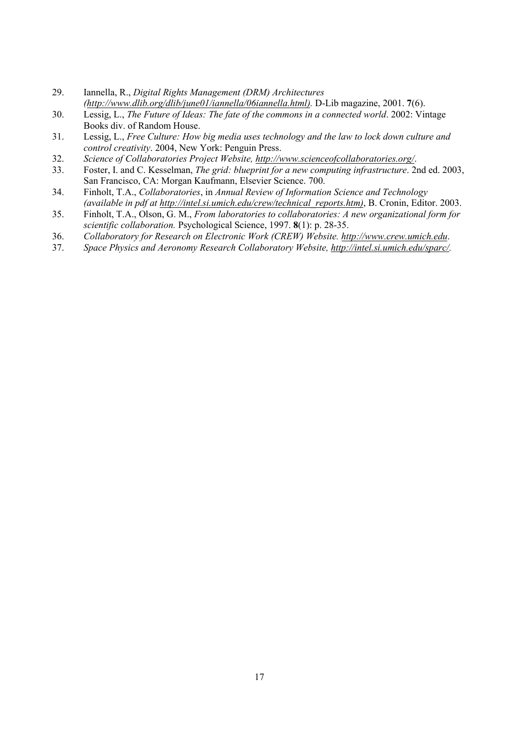29. Iannella, R., *Digital Rights Management (DRM) Architectures (http://www.dlib.org/dlib/june01/iannella/06iannella.html).* D-Lib magazine, 2001. **7**(6).
30. Lessig, L., *The Future of Ideas: The fate of the commons in a connected world*. 2002: Vintage Books div. of Random House.
31. Lessig, L., *Free Culture: How big media uses technology and the law to lock down culture and control creativity*. 2004, New York: Penguin Press.
32. *Science of Collaboratories Project Website, http://www.scienceofcollaboratories.org/*.
33. Foster, I. and C. Kesselman, *The grid: blueprint for a new computing infrastructure*. 2nd ed. 2003, San Francisco, CA: Morgan Kaufmann, Elsevier Science. 700.
34. Finholt, T.A., *Collaboratories*, in *Annual Review of Information Science and Technology (available in pdf at http://intel.si.umich.edu/crew/technical_reports.htm)*, B. Cronin, Editor. 2003.
35. Finholt, T.A., Olson, G. M., *From laboratories to collaboratories: A new organizational form for scientific collaboration.* Psychological Science, 1997. **8**(1): p. 28-35.
36. *Collaboratory for Research on Electronic Work (CREW) Website. http://www.crew.umich.edu*.
37. *Space Physics and Aeronomy Research Collaboratory Website, http://intel.si.umich.edu/sparc/.*